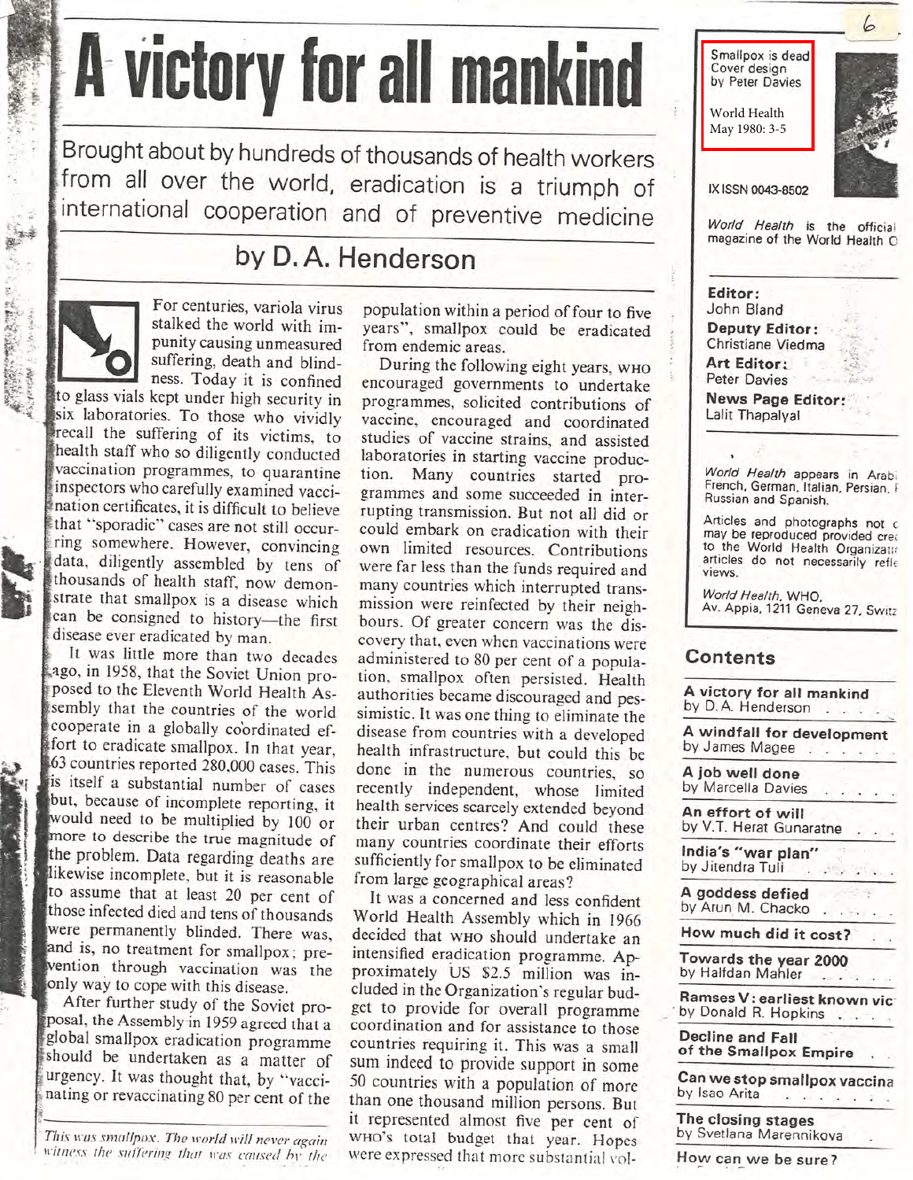# A victory for all mankind

## Brought about by hundreds of thousands of health workers from all over the world, eradication is a triumph of international cooperation and of preventive medicine

### by D. A. Henderson

For centuries, variola virus stalked the world with impunity causing unmeasured suffering, death and blindness. Today it is confined to glass vials kept under high security in six laboratories. To those who vividly recall the suffering of its victims, to health staff who so diligently conducted vaccination programmes, to quarantine inspectors who carefully examined vaccination certificates, it is difficult to believe that "sporadic" cases are not still occurring somewhere. However, convincing data, diligently assembled by tens of thousands of health staff, now demonstrate that smallpox is a disease which can be consigned to history—the first disease ever eradicated by man.

It was little more than two decades ago, in 1958, that the Soviet Union proposed to the Eleventh World Health Assembly that the countries of the world cooperate in a globally coordinated effort to eradicate smallpox. In that year, 63 countries reported 280,000 cases. This is itself a substantial number of cases but, because of incomplete reporting, it would need to be multiplied by 100 or more to describe the true magnitude of the problem. Data regarding deaths are likewise incomplete, but it is reasonable to assume that at least 20 per cent of those infected died and tens of thousands were permanently blinded. There was, and is, no treatment for smallpox; prevention through vaccination was the only way to cope with this disease.

After further study of the Soviet proposal, the Assembly in 1959 agreed that a global smallpox eradication programme should be undertaken as a matter of urgency. It was thought that, by "vaccinating or revaccinating 80 per cent of the population within a period of four to five years", smallpox could be eradicated from endemic areas.

During the following eight years, WHO encouraged governments to undertake programmes, solicited contributions of vaccine, encouraged and coordinated studies of vaccine strains, and assisted laboratories in starting vaccine production. Many countries started programmes and some succeeded in interrupting transmission. But not all did or could embark on eradication with their own limited resources. Contributions were far less than the funds required and many countries which interrupted transmission were reinfected by their neighbours. Of greater concern was the discovery that, even when vaccinations were administered to 80 per cent of a population, smallpox often persisted. Health authorities became discouraged and pessimistic. It was one thing to eliminate the disease from countries with a developed health infrastructure, but could this be done in the numerous countries, so recently independent, whose limited health services scarcely extended beyond their urban centres? And could these many countries coordinate their efforts sufficiently for smallpox to be eliminated from large geographical areas?

It was a concerned and less confident World Health Assembly which in 1966 decided that WHO should undertake an intensified eradication programme. Approximately US $2.5 million was included in the Organization's regular budget to provide for overall programme coordination and for assistance to those countries requiring it. This was a small sum indeed to provide support in some 50 countries with a population of more than one thousand million persons. But it represented almost five per cent of WHO's total budget that year. Hopes were expressed that more substantial vol-

*This was smallpox. The world will never again witness the suffering that was caused by the*

---

Smallpox is dead
Cover design by Peter Davies

World Health
May 1980: 3-5

IX ISSN 0043-8502

*World Health* is the official magazine of the World Health O

**Editor:** John Bland
**Deputy Editor:** Christiane Viedma
**Art Editor:** Peter Davies
**News Page Editor:** Lalit Thapalyal

*World Health* appears in Arabi French, German, Italian, Persian, Russian and Spanish.

Articles and photographs not c may be reproduced provided cre to the World Health Organizat articles do not necessarily refle views.

*World Health*, WHO, Av. Appia, 1211 Geneva 27, Switz

## Contents

- **A victory for all mankind** by D. A. Henderson
- **A windfall for development** by James Magee
- **A job well done** by Marcella Davies
- **An effort of will** by V.T. Herat Gunaratne
- **India's "war plan"** by Jitendra Tuli
- **A goddess defied** by Arun M. Chacko
- **How much did it cost?**
- **Towards the year 2000** by Halfdan Mahler
- **Ramses V: earliest known vic** by Donald R. Hopkins
- **Decline and Fall of the Smallpox Empire**
- **Can we stop smallpox vaccina** by Isao Arita
- **The closing stages** by Svetlana Marennikova
- **How can we be sure?**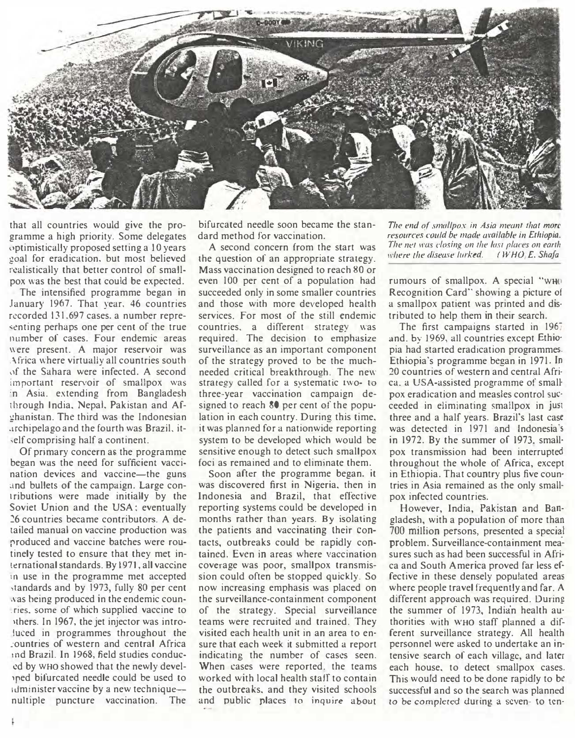that all countries would give the programme a high priority. Some delegates optimistically proposed setting a 10 years goal for eradication, but most believed realistically that better control of smallpox was the best that could be expected.

The intensified programme began in January 1967. That year, 46 countries recorded 131,697 cases, a number representing perhaps one per cent of the true number of cases. Four endemic areas were present. A major reservoir was Africa where virtually all countries south of the Sahara were infected. A second important reservoir of smallpox was in Asia, extending from Bangladesh through India, Nepal, Pakistan and Afghanistan. The third was the Indonesian archipelago and the fourth was Brazil, itself comprising half a continent.

Of primary concern as the programme began was the need for sufficient vaccination devices and vaccine—the guns and bullets of the campaign. Large contributions were made initially by the Soviet Union and the USA; eventually 26 countries became contributors. A detailed manual on vaccine production was produced and vaccine batches were routinely tested to ensure that they met international standards. By 1971, all vaccine in use in the programme met accepted standards and by 1973, fully 80 per cent was being produced in the endemic countries, some of which supplied vaccine to others. In 1967, the jet injector was introduced in programmes throughout the countries of western and central Africa and Brazil. In 1968, field studies conducted by WHO showed that the newly developed bifurcated needle could be used to administer vaccine by a new technique—multiple puncture vaccination. The bifurcated needle soon became the standard method for vaccination.

A second concern from the start was the question of an appropriate strategy. Mass vaccination designed to reach 80 or even 100 per cent of a population had succeeded only in some smaller countries and those with more developed health services. For most of the still endemic countries, a different strategy was required. The decision to emphasize surveillance as an important component of the strategy proved to be the much-needed critical breakthrough. The new strategy called for a systematic two- to three-year vaccination campaign designed to reach 80 per cent of the population in each country. During this time, it was planned for a nationwide reporting system to be developed which would be sensitive enough to detect such smallpox foci as remained and to eliminate them.

Soon after the programme began, it was discovered first in Nigeria, then in Indonesia and Brazil, that effective reporting systems could be developed in months rather than years. By isolating the patients and vaccinating their contacts, outbreaks could be rapidly contained. Even in areas where vaccination coverage was poor, smallpox transmission could often be stopped quickly. So now increasing emphasis was placed on the surveillance-containment component of the strategy. Special surveillance teams were recruited and trained. They visited each health unit in an area to ensure that each week it submitted a report indicating the number of cases seen. When cases were reported, the teams worked with local health staff to contain the outbreaks, and they visited schools and public places to inquire about

*The end of smallpox in Asia meant that more resources could be made available in Ethiopia. The net was closing on the last places on earth where the disease lurked. (WHO/E. Shafa*

rumours of smallpox. A special "WHO Recognition Card" showing a picture of a smallpox patient was printed and distributed to help them in their search.

The first campaigns started in 1967 and, by 1969, all countries except Ethiopia had started eradication programmes. Ethiopia's programme began in 1971. In 20 countries of western and central Africa, a USA-assisted programme of smallpox eradication and measles control succeeded in eliminating smallpox in just three and a half years. Brazil's last case was detected in 1971 and Indonesia's in 1972. By the summer of 1973, smallpox transmission had been interrupted throughout the whole of Africa, except in Ethiopia. That country plus five countries in Asia remained as the only smallpox infected countries.

However, India, Pakistan and Bangladesh, with a population of more than 700 million persons, presented a special problem. Surveillance-containment measures such as had been successful in Africa and South America proved far less effective in these densely populated areas where people travel frequently and far. A different approach was required. During the summer of 1973, Indian health authorities with WHO staff planned a different surveillance strategy. All health personnel were asked to undertake an intensive search of each village, and later each house, to detect smallpox cases. This would need to be done rapidly to be successful and so the search was planned to be completed during a seven- to ten-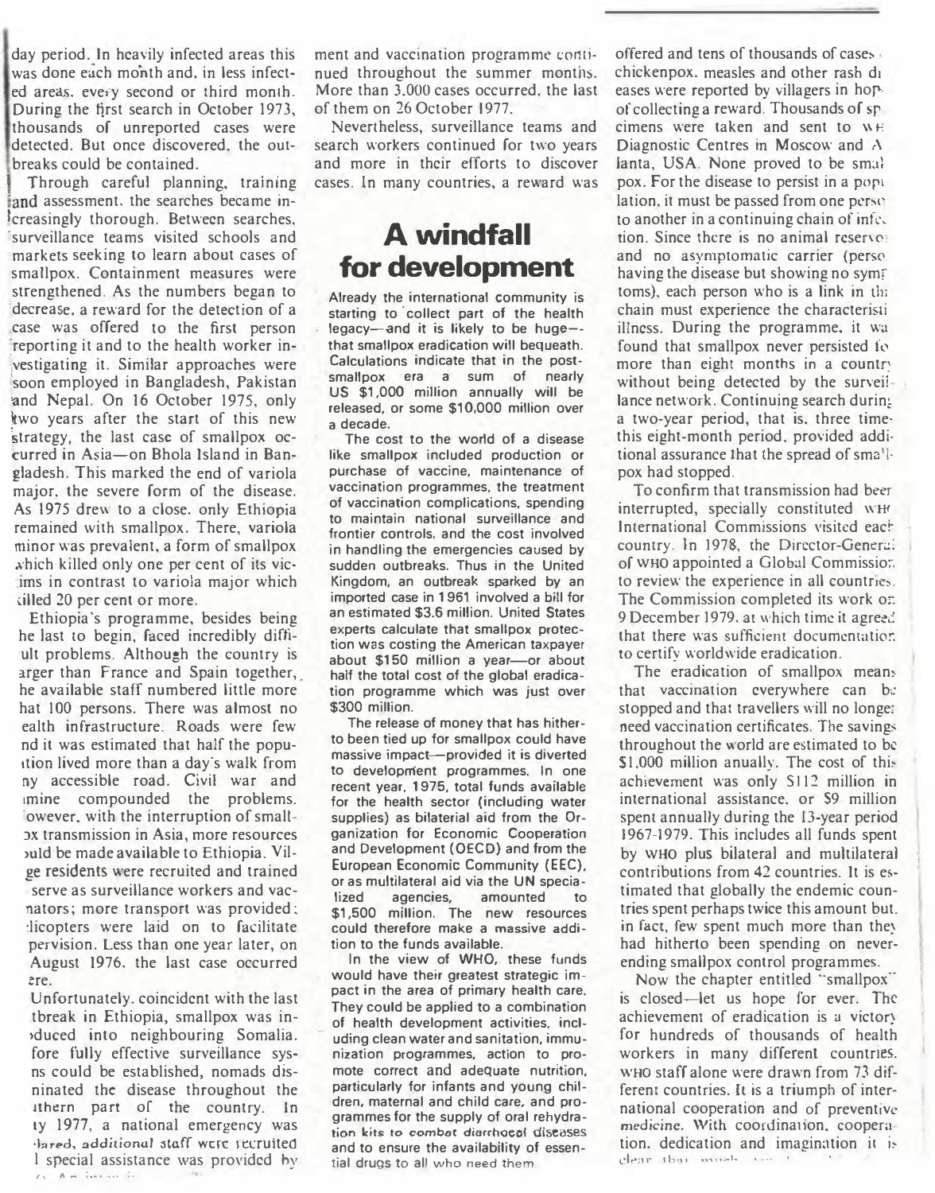day period. In heavily infected areas this was done each month and, in less infected areas, every second or third month. During the first search in October 1973, thousands of unreported cases were detected. But once discovered, the outbreaks could be contained.

Through careful planning, training and assessment, the searches became increasingly thorough. Between searches, surveillance teams visited schools and markets seeking to learn about cases of smallpox. Containment measures were strengthened. As the numbers began to decrease, a reward for the detection of a case was offered to the first person reporting it and to the health worker investigating it. Similar approaches were soon employed in Bangladesh, Pakistan and Nepal. On 16 October 1975, only two years after the start of this new strategy, the last case of smallpox occurred in Asia—on Bhola Island in Bangladesh. This marked the end of variola major, the severe form of the disease. As 1975 drew to a close, only Ethiopia remained with smallpox. There, variola minor was prevalent, a form of smallpox which killed only one per cent of its victims in contrast to variola major which killed 20 per cent or more.

Ethiopia's programme, besides being the last to begin, faced incredibly difficult problems. Although the country is larger than France and Spain together, the available staff numbered little more than 100 persons. There was almost no health infrastructure. Roads were few and it was estimated that half the population lived more than a day's walk from any accessible road. Civil war and famine compounded the problems. However, with the interruption of smallpox transmission in Asia, more resources could be made available to Ethiopia. Village residents were recruited and trained to serve as surveillance workers and vaccinators; more transport was provided; helicopters were laid on to facilitate supervision. Less than one year later, on August 1976, the last case occurred there.

Unfortunately, coincident with the last outbreak in Ethiopia, smallpox was introduced into neighbouring Somalia. Before fully effective surveillance systems could be established, nomads disseminated the disease throughout the southern part of the country. In early 1977, a national emergency was declared, additional staff were recruited and special assistance was provided by ... An intensive containment and vaccination programme continued throughout the summer months. More than 3,000 cases occurred, the last of them on 26 October 1977.

Nevertheless, surveillance teams and search workers continued for two years and more in their efforts to discover cases. In many countries, a reward was offered and tens of thousands of cases of chickenpox, measles and other rash diseases were reported by villagers in hope of collecting a reward. Thousands of specimens were taken and sent to WHO Diagnostic Centres in Moscow and Atlanta, USA. None proved to be smallpox. For the disease to persist in a population, it must be passed from one person to another in a continuing chain of infection. Since there is no animal reservoir and no asymptomatic carrier (person having the disease but showing no symptoms), each person who is a link in the chain must experience the characteristic illness. During the programme, it was found that smallpox never persisted for more than eight months in a country without being detected by the surveillance network. Continuing search during a two-year period, that is, three times this eight-month period, provided additional assurance that the spread of smallpox had stopped.

To confirm that transmission had been interrupted, specially constituted WHO International Commissions visited each country. In 1978, the Director-General of WHO appointed a Global Commission to review the experience in all countries. The Commission completed its work on 9 December 1979, at which time it agreed that there was sufficient documentation to certify worldwide eradication.

The eradication of smallpox means that vaccination everywhere can be stopped and that travellers will no longer need vaccination certificates. The savings throughout the world are estimated to be $1,000 million anually. The cost of this achievement was only $112 million in international assistance, or $9 million spent annually during the 13-year period 1967-1979. This includes all funds spent by WHO plus bilateral and multilateral contributions from 42 countries. It is estimated that globally the endemic countries spent perhaps twice this amount but, in fact, few spent much more than they had hitherto been spending on never-ending smallpox control programmes.

Now the chapter entitled "smallpox" is closed—let us hope for ever. The achievement of eradication is a victory for hundreds of thousands of health workers in many different countries. WHO staff alone were drawn from 73 different countries. It is a triumph of international cooperation and of preventive medicine. With coordination, cooperation, dedication and imagination it is clear that much ...

## A windfall for development

**Already the international community is starting to collect part of the health legacy—and it is likely to be huge—that smallpox eradication will bequeath. Calculations indicate that in the post-smallpox era a sum of nearly US $1,000 million annually will be released, or some $10,000 million over a decade.**

**The cost to the world of a disease like smallpox included production or purchase of vaccine, maintenance of vaccination programmes, the treatment of vaccination complications, spending to maintain national surveillance and frontier controls, and the cost involved in handling the emergencies caused by sudden outbreaks. Thus in the United Kingdom, an outbreak sparked by an imported case in 1961 involved a bill for an estimated $3.6 million. United States experts calculate that smallpox protection was costing the American taxpayer about $150 million a year—or about half the total cost of the global eradication programme which was just over $300 million.**

**The release of money that has hitherto been tied up for smallpox could have massive impact—provided it is diverted to development programmes. In one recent year, 1975, total funds available for the health sector (including water supplies) as bilateral aid from the Organization for Economic Cooperation and Development (OECD) and from the European Economic Community (EEC), or as multilateral aid via the UN specialized agencies, amounted to $1,500 million. The new resources could therefore make a massive addition to the funds available.**

**In the view of WHO, these funds would have their greatest strategic impact in the area of primary health care. They could be applied to a combination of health development activities, including clean water and sanitation, immunization programmes, action to promote correct and adequate nutrition, particularly for infants and young children, maternal and child care, and programmes for the supply of oral rehydration kits to combat diarrhoeal diseases and to ensure the availability of essential drugs to all who need them.**